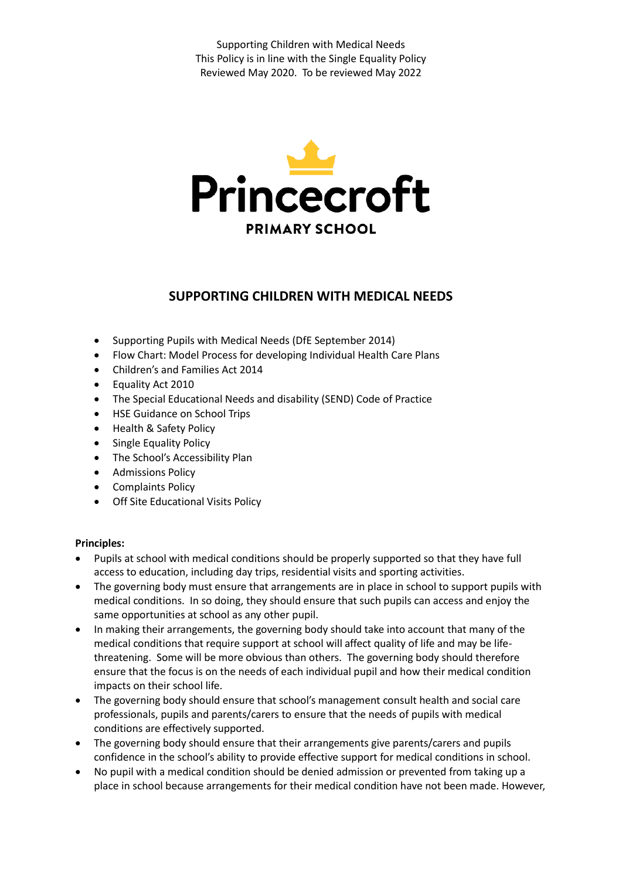Supporting Children with Medical Needs
This Policy is in line with the Single Equality Policy
Reviewed May 2020. To be reviewed May 2022

Princecroft

PRIMARY SCHOOL

## SUPPORTING CHILDREN WITH MEDICAL NEEDS

- Supporting Pupils with Medical Needs (DfE September 2014)
- Flow Chart: Model Process for developing Individual Health Care Plans
- Children's and Families Act 2014
- Equality Act 2010
- The Special Educational Needs and disability (SEND) Code of Practice
- HSE Guidance on School Trips
- Health & Safety Policy
- Single Equality Policy
- The School's Accessibility Plan
- Admissions Policy
- Complaints Policy
- Off Site Educational Visits Policy

**Principles:**

- Pupils at school with medical conditions should be properly supported so that they have full access to education, including day trips, residential visits and sporting activities.
- The governing body must ensure that arrangements are in place in school to support pupils with medical conditions. In so doing, they should ensure that such pupils can access and enjoy the same opportunities at school as any other pupil.
- In making their arrangements, the governing body should take into account that many of the medical conditions that require support at school will affect quality of life and may be life-threatening. Some will be more obvious than others. The governing body should therefore ensure that the focus is on the needs of each individual pupil and how their medical condition impacts on their school life.
- The governing body should ensure that school's management consult health and social care professionals, pupils and parents/carers to ensure that the needs of pupils with medical conditions are effectively supported.
- The governing body should ensure that their arrangements give parents/carers and pupils confidence in the school's ability to provide effective support for medical conditions in school.
- No pupil with a medical condition should be denied admission or prevented from taking up a place in school because arrangements for their medical condition have not been made. However,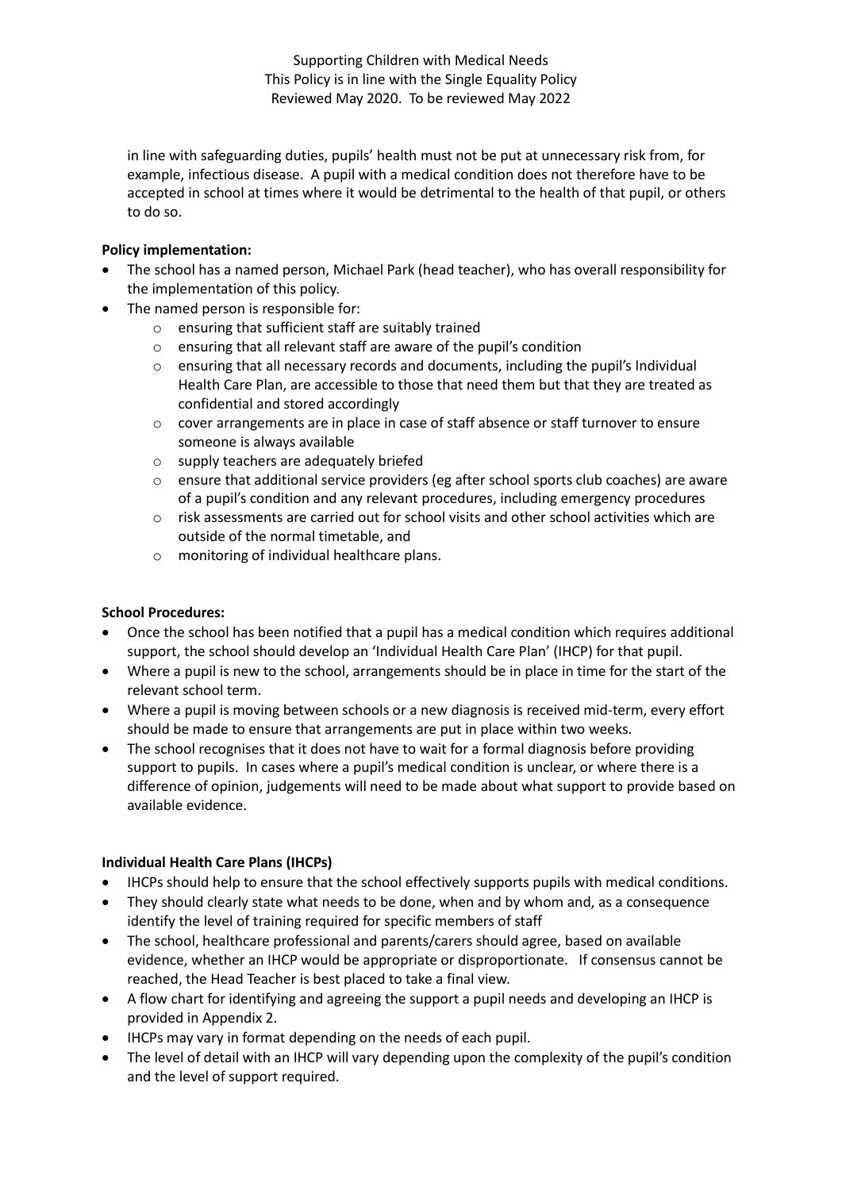in line with safeguarding duties, pupils' health must not be put at unnecessary risk from, for example, infectious disease. A pupil with a medical condition does not therefore have to be accepted in school at times where it would be detrimental to the health of that pupil, or others to do so.

**Policy implementation:**

- The school has a named person, Michael Park (head teacher), who has overall responsibility for the implementation of this policy.
- The named person is responsible for:
  - ensuring that sufficient staff are suitably trained
  - ensuring that all relevant staff are aware of the pupil's condition
  - ensuring that all necessary records and documents, including the pupil's Individual Health Care Plan, are accessible to those that need them but that they are treated as confidential and stored accordingly
  - cover arrangements are in place in case of staff absence or staff turnover to ensure someone is always available
  - supply teachers are adequately briefed
  - ensure that additional service providers (eg after school sports club coaches) are aware of a pupil's condition and any relevant procedures, including emergency procedures
  - risk assessments are carried out for school visits and other school activities which are outside of the normal timetable, and
  - monitoring of individual healthcare plans.

**School Procedures:**

- Once the school has been notified that a pupil has a medical condition which requires additional support, the school should develop an 'Individual Health Care Plan' (IHCP) for that pupil.
- Where a pupil is new to the school, arrangements should be in place in time for the start of the relevant school term.
- Where a pupil is moving between schools or a new diagnosis is received mid-term, every effort should be made to ensure that arrangements are put in place within two weeks.
- The school recognises that it does not have to wait for a formal diagnosis before providing support to pupils. In cases where a pupil's medical condition is unclear, or where there is a difference of opinion, judgements will need to be made about what support to provide based on available evidence.

**Individual Health Care Plans (IHCPs)**

- IHCPs should help to ensure that the school effectively supports pupils with medical conditions.
- They should clearly state what needs to be done, when and by whom and, as a consequence identify the level of training required for specific members of staff
- The school, healthcare professional and parents/carers should agree, based on available evidence, whether an IHCP would be appropriate or disproportionate. If consensus cannot be reached, the Head Teacher is best placed to take a final view.
- A flow chart for identifying and agreeing the support a pupil needs and developing an IHCP is provided in Appendix 2.
- IHCPs may vary in format depending on the needs of each pupil.
- The level of detail with an IHCP will vary depending upon the complexity of the pupil's condition and the level of support required.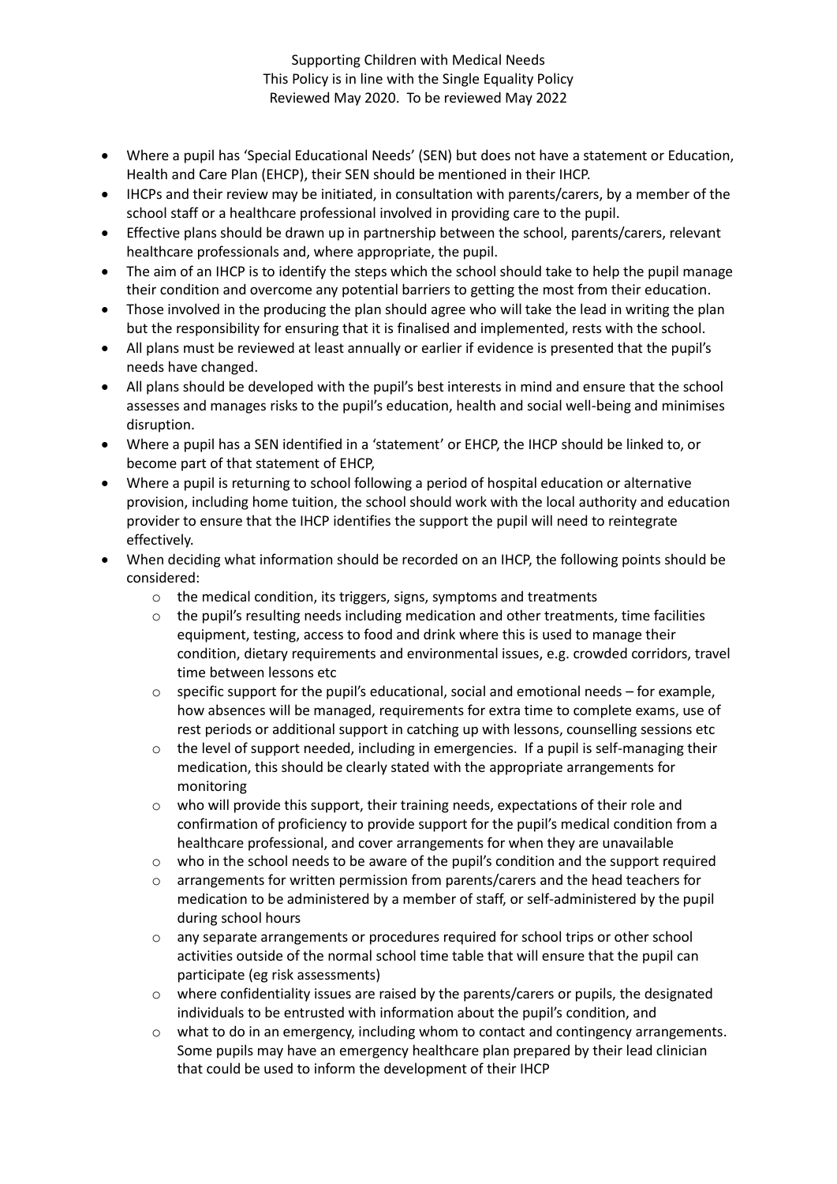- Where a pupil has 'Special Educational Needs' (SEN) but does not have a statement or Education, Health and Care Plan (EHCP), their SEN should be mentioned in their IHCP.
- IHCPs and their review may be initiated, in consultation with parents/carers, by a member of the school staff or a healthcare professional involved in providing care to the pupil.
- Effective plans should be drawn up in partnership between the school, parents/carers, relevant healthcare professionals and, where appropriate, the pupil.
- The aim of an IHCP is to identify the steps which the school should take to help the pupil manage their condition and overcome any potential barriers to getting the most from their education.
- Those involved in the producing the plan should agree who will take the lead in writing the plan but the responsibility for ensuring that it is finalised and implemented, rests with the school.
- All plans must be reviewed at least annually or earlier if evidence is presented that the pupil's needs have changed.
- All plans should be developed with the pupil's best interests in mind and ensure that the school assesses and manages risks to the pupil's education, health and social well-being and minimises disruption.
- Where a pupil has a SEN identified in a 'statement' or EHCP, the IHCP should be linked to, or become part of that statement of EHCP,
- Where a pupil is returning to school following a period of hospital education or alternative provision, including home tuition, the school should work with the local authority and education provider to ensure that the IHCP identifies the support the pupil will need to reintegrate effectively.
- When deciding what information should be recorded on an IHCP, the following points should be considered:
  - the medical condition, its triggers, signs, symptoms and treatments
  - the pupil's resulting needs including medication and other treatments, time facilities equipment, testing, access to food and drink where this is used to manage their condition, dietary requirements and environmental issues, e.g. crowded corridors, travel time between lessons etc
  - specific support for the pupil's educational, social and emotional needs – for example, how absences will be managed, requirements for extra time to complete exams, use of rest periods or additional support in catching up with lessons, counselling sessions etc
  - the level of support needed, including in emergencies. If a pupil is self-managing their medication, this should be clearly stated with the appropriate arrangements for monitoring
  - who will provide this support, their training needs, expectations of their role and confirmation of proficiency to provide support for the pupil's medical condition from a healthcare professional, and cover arrangements for when they are unavailable
  - who in the school needs to be aware of the pupil's condition and the support required
  - arrangements for written permission from parents/carers and the head teachers for medication to be administered by a member of staff, or self-administered by the pupil during school hours
  - any separate arrangements or procedures required for school trips or other school activities outside of the normal school time table that will ensure that the pupil can participate (eg risk assessments)
  - where confidentiality issues are raised by the parents/carers or pupils, the designated individuals to be entrusted with information about the pupil's condition, and
  - what to do in an emergency, including whom to contact and contingency arrangements. Some pupils may have an emergency healthcare plan prepared by their lead clinician that could be used to inform the development of their IHCP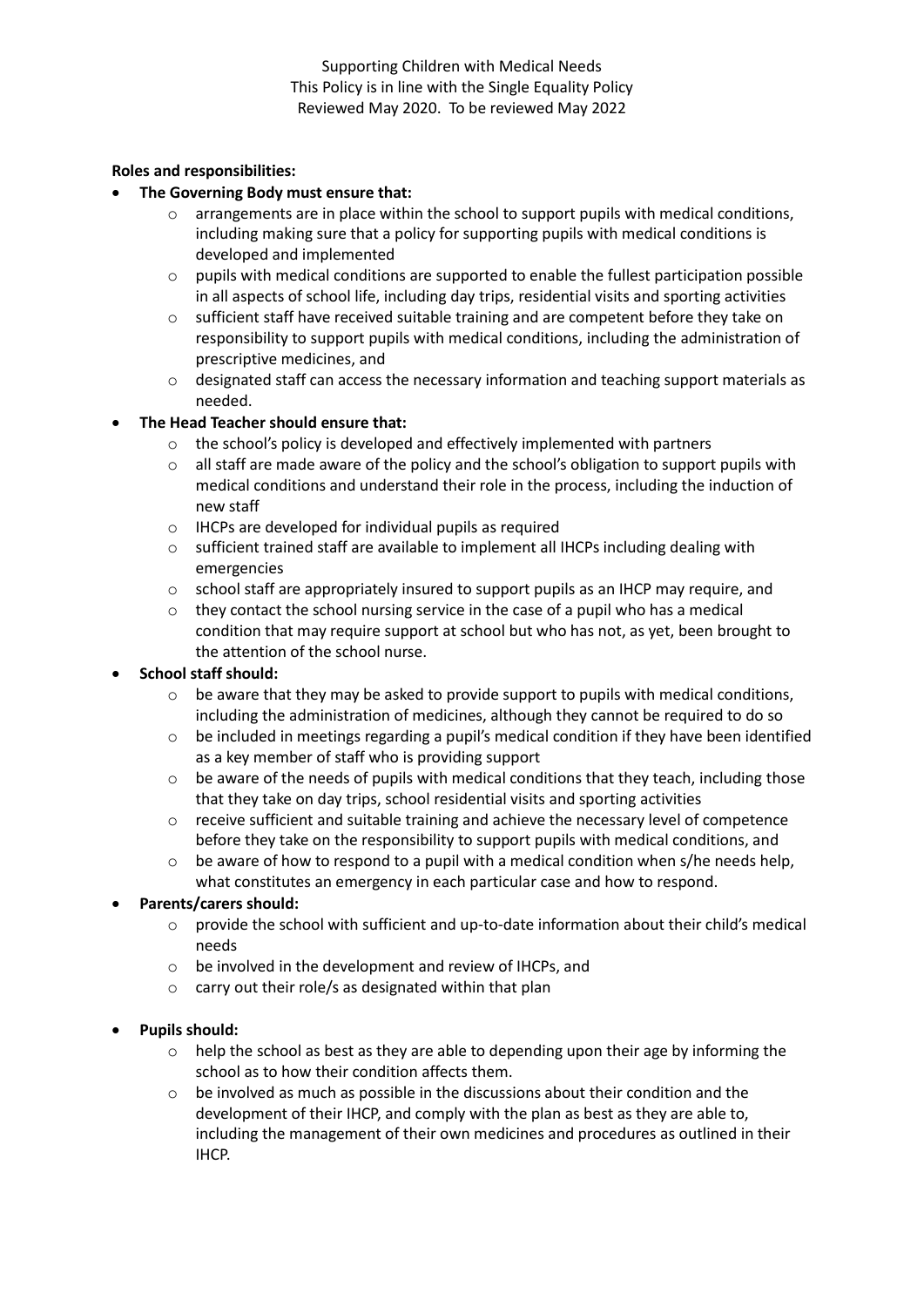Supporting Children with Medical Needs
This Policy is in line with the Single Equality Policy
Reviewed May 2020. To be reviewed May 2022

**Roles and responsibilities:**

- **The Governing Body must ensure that:**
    - arrangements are in place within the school to support pupils with medical conditions, including making sure that a policy for supporting pupils with medical conditions is developed and implemented
    - pupils with medical conditions are supported to enable the fullest participation possible in all aspects of school life, including day trips, residential visits and sporting activities
    - sufficient staff have received suitable training and are competent before they take on responsibility to support pupils with medical conditions, including the administration of prescriptive medicines, and
    - designated staff can access the necessary information and teaching support materials as needed.
- **The Head Teacher should ensure that:**
    - the school's policy is developed and effectively implemented with partners
    - all staff are made aware of the policy and the school's obligation to support pupils with medical conditions and understand their role in the process, including the induction of new staff
    - IHCPs are developed for individual pupils as required
    - sufficient trained staff are available to implement all IHCPs including dealing with emergencies
    - school staff are appropriately insured to support pupils as an IHCP may require, and
    - they contact the school nursing service in the case of a pupil who has a medical condition that may require support at school but who has not, as yet, been brought to the attention of the school nurse.
- **School staff should:**
    - be aware that they may be asked to provide support to pupils with medical conditions, including the administration of medicines, although they cannot be required to do so
    - be included in meetings regarding a pupil's medical condition if they have been identified as a key member of staff who is providing support
    - be aware of the needs of pupils with medical conditions that they teach, including those that they take on day trips, school residential visits and sporting activities
    - receive sufficient and suitable training and achieve the necessary level of competence before they take on the responsibility to support pupils with medical conditions, and
    - be aware of how to respond to a pupil with a medical condition when s/he needs help, what constitutes an emergency in each particular case and how to respond.
- **Parents/carers should:**
    - provide the school with sufficient and up-to-date information about their child's medical needs
    - be involved in the development and review of IHCPs, and
    - carry out their role/s as designated within that plan
- **Pupils should:**
    - help the school as best as they are able to depending upon their age by informing the school as to how their condition affects them.
    - be involved as much as possible in the discussions about their condition and the development of their IHCP, and comply with the plan as best as they are able to, including the management of their own medicines and procedures as outlined in their IHCP.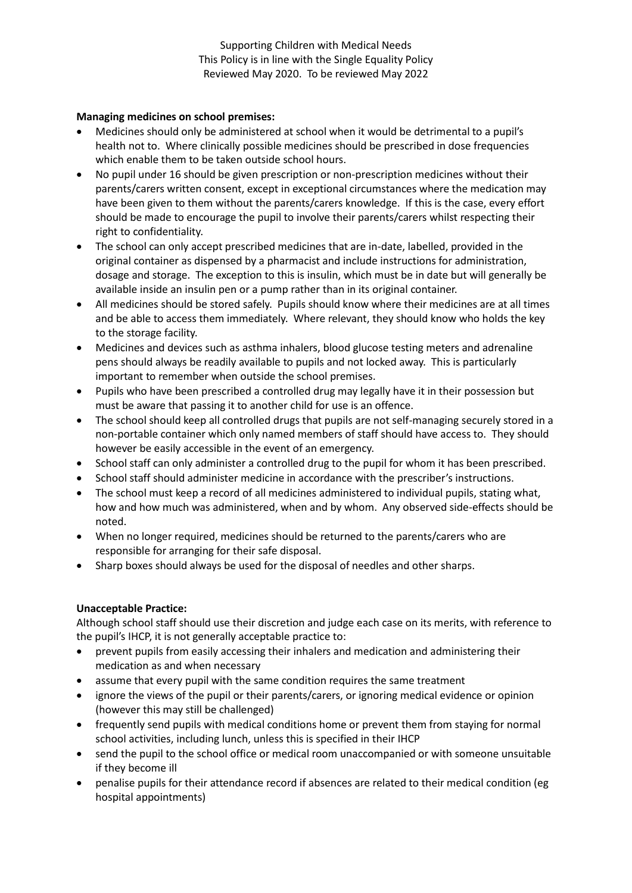Supporting Children with Medical Needs
This Policy is in line with the Single Equality Policy
Reviewed May 2020. To be reviewed May 2022

**Managing medicines on school premises:**

- Medicines should only be administered at school when it would be detrimental to a pupil's health not to. Where clinically possible medicines should be prescribed in dose frequencies which enable them to be taken outside school hours.
- No pupil under 16 should be given prescription or non-prescription medicines without their parents/carers written consent, except in exceptional circumstances where the medication may have been given to them without the parents/carers knowledge. If this is the case, every effort should be made to encourage the pupil to involve their parents/carers whilst respecting their right to confidentiality.
- The school can only accept prescribed medicines that are in-date, labelled, provided in the original container as dispensed by a pharmacist and include instructions for administration, dosage and storage. The exception to this is insulin, which must be in date but will generally be available inside an insulin pen or a pump rather than in its original container.
- All medicines should be stored safely. Pupils should know where their medicines are at all times and be able to access them immediately. Where relevant, they should know who holds the key to the storage facility.
- Medicines and devices such as asthma inhalers, blood glucose testing meters and adrenaline pens should always be readily available to pupils and not locked away. This is particularly important to remember when outside the school premises.
- Pupils who have been prescribed a controlled drug may legally have it in their possession but must be aware that passing it to another child for use is an offence.
- The school should keep all controlled drugs that pupils are not self-managing securely stored in a non-portable container which only named members of staff should have access to. They should however be easily accessible in the event of an emergency.
- School staff can only administer a controlled drug to the pupil for whom it has been prescribed.
- School staff should administer medicine in accordance with the prescriber's instructions.
- The school must keep a record of all medicines administered to individual pupils, stating what, how and how much was administered, when and by whom. Any observed side-effects should be noted.
- When no longer required, medicines should be returned to the parents/carers who are responsible for arranging for their safe disposal.
- Sharp boxes should always be used for the disposal of needles and other sharps.

**Unacceptable Practice:**

Although school staff should use their discretion and judge each case on its merits, with reference to the pupil's IHCP, it is not generally acceptable practice to:

- prevent pupils from easily accessing their inhalers and medication and administering their medication as and when necessary
- assume that every pupil with the same condition requires the same treatment
- ignore the views of the pupil or their parents/carers, or ignoring medical evidence or opinion (however this may still be challenged)
- frequently send pupils with medical conditions home or prevent them from staying for normal school activities, including lunch, unless this is specified in their IHCP
- send the pupil to the school office or medical room unaccompanied or with someone unsuitable if they become ill
- penalise pupils for their attendance record if absences are related to their medical condition (eg hospital appointments)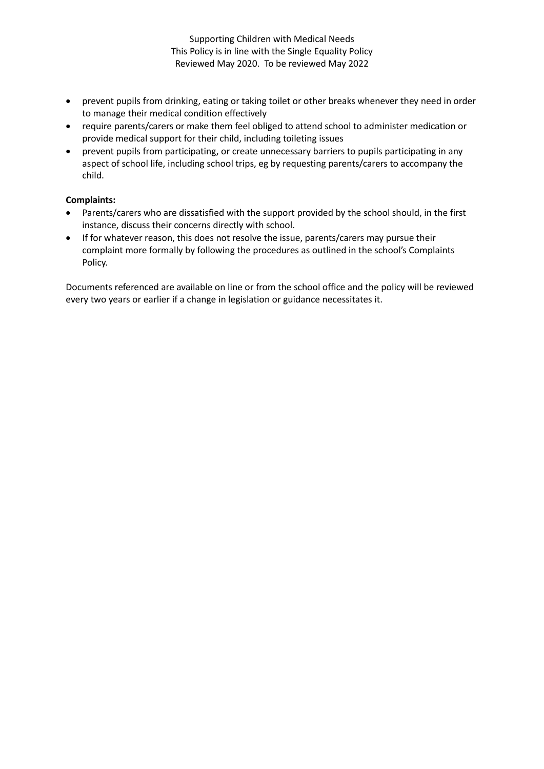- prevent pupils from drinking, eating or taking toilet or other breaks whenever they need in order to manage their medical condition effectively
- require parents/carers or make them feel obliged to attend school to administer medication or provide medical support for their child, including toileting issues
- prevent pupils from participating, or create unnecessary barriers to pupils participating in any aspect of school life, including school trips, eg by requesting parents/carers to accompany the child.

**Complaints:**

- Parents/carers who are dissatisfied with the support provided by the school should, in the first instance, discuss their concerns directly with school.
- If for whatever reason, this does not resolve the issue, parents/carers may pursue their complaint more formally by following the procedures as outlined in the school's Complaints Policy.

Documents referenced are available on line or from the school office and the policy will be reviewed every two years or earlier if a change in legislation or guidance necessitates it.